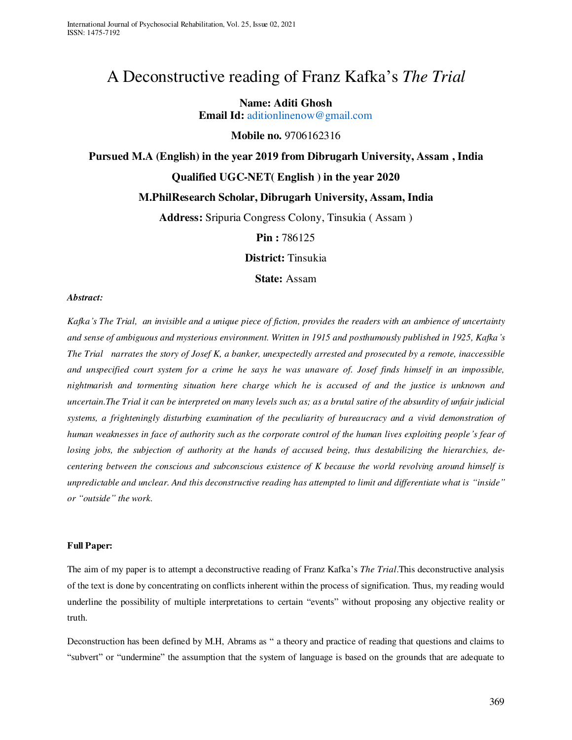# A Deconstructive reading of Franz Kafka's *The Trial*

**Name: Aditi Ghosh**

**Email Id:** aditionlinenow@gmail.com

**Mobile no.** 9706162316

**Pursued M.A (English) in the year 2019 from Dibrugarh University, Assam , India**

**Qualified UGC-NET( English ) in the year 2020**

**M.PhilResearch Scholar, Dibrugarh University, Assam, India**

**Address:** Sripuria Congress Colony, Tinsukia ( Assam )

**Pin :** 786125

**District:** Tinsukia

**State:** Assam

***Abstract:***

*Kafka's The Trial, an invisible and a unique piece of fiction, provides the readers with an ambience of uncertainty and sense of ambiguous and mysterious environment. Written in 1915 and posthumously published in 1925, Kafka's The Trial narrates the story of Josef K, a banker, unexpectedly arrested and prosecuted by a remote, inaccessible and unspecified court system for a crime he says he was unaware of. Josef finds himself in an impossible, nightmarish and tormenting situation here charge which he is accused of and the justice is unknown and uncertain.The Trial it can be interpreted on many levels such as; as a brutal satire of the absurdity of unfair judicial systems, a frighteningly disturbing examination of the peculiarity of bureaucracy and a vivid demonstration of human weaknesses in face of authority such as the corporate control of the human lives exploiting people's fear of losing jobs, the subjection of authority at the hands of accused being, thus destabilizing the hierarchies, de-centering between the conscious and subconscious existence of K because the world revolving around himself is unpredictable and unclear. And this deconstructive reading has attempted to limit and differentiate what is "inside" or "outside" the work.*

**Full Paper:**

The aim of my paper is to attempt a deconstructive reading of Franz Kafka's *The Trial*.This deconstructive analysis of the text is done by concentrating on conflicts inherent within the process of signification. Thus, my reading would underline the possibility of multiple interpretations to certain "events" without proposing any objective reality or truth.

Deconstruction has been defined by M.H, Abrams as " a theory and practice of reading that questions and claims to "subvert" or "undermine" the assumption that the system of language is based on the grounds that are adequate to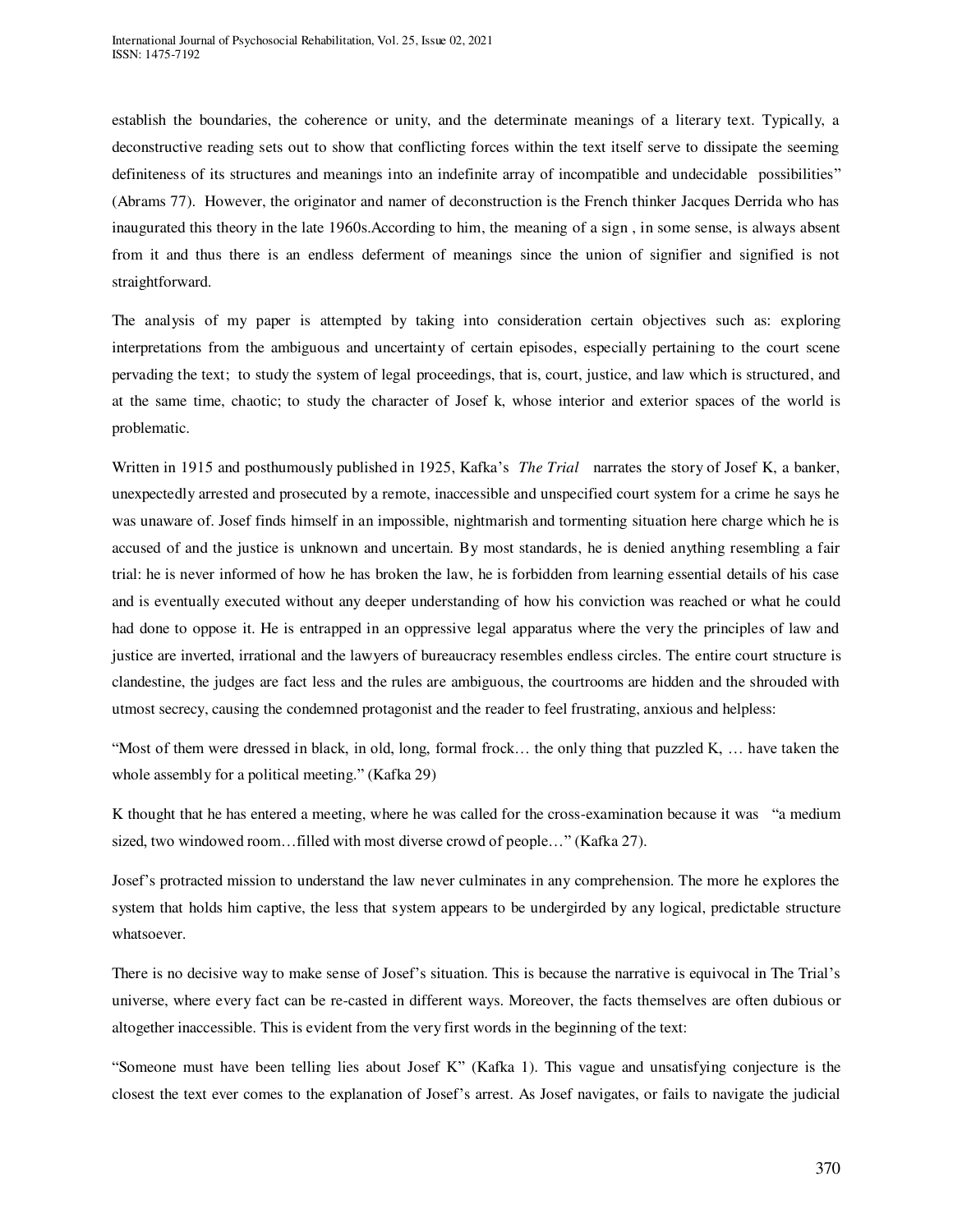establish the boundaries, the coherence or unity, and the determinate meanings of a literary text. Typically, a deconstructive reading sets out to show that conflicting forces within the text itself serve to dissipate the seeming definiteness of its structures and meanings into an indefinite array of incompatible and undecidable possibilities" (Abrams 77). However, the originator and namer of deconstruction is the French thinker Jacques Derrida who has inaugurated this theory in the late 1960s.According to him, the meaning of a sign , in some sense, is always absent from it and thus there is an endless deferment of meanings since the union of signifier and signified is not straightforward.

The analysis of my paper is attempted by taking into consideration certain objectives such as: exploring interpretations from the ambiguous and uncertainty of certain episodes, especially pertaining to the court scene pervading the text; to study the system of legal proceedings, that is, court, justice, and law which is structured, and at the same time, chaotic; to study the character of Josef k, whose interior and exterior spaces of the world is problematic.

Written in 1915 and posthumously published in 1925, Kafka's *The Trial* narrates the story of Josef K, a banker, unexpectedly arrested and prosecuted by a remote, inaccessible and unspecified court system for a crime he says he was unaware of. Josef finds himself in an impossible, nightmarish and tormenting situation here charge which he is accused of and the justice is unknown and uncertain. By most standards, he is denied anything resembling a fair trial: he is never informed of how he has broken the law, he is forbidden from learning essential details of his case and is eventually executed without any deeper understanding of how his conviction was reached or what he could had done to oppose it. He is entrapped in an oppressive legal apparatus where the very the principles of law and justice are inverted, irrational and the lawyers of bureaucracy resembles endless circles. The entire court structure is clandestine, the judges are fact less and the rules are ambiguous, the courtrooms are hidden and the shrouded with utmost secrecy, causing the condemned protagonist and the reader to feel frustrating, anxious and helpless:

"Most of them were dressed in black, in old, long, formal frock… the only thing that puzzled K, … have taken the whole assembly for a political meeting." (Kafka 29)

K thought that he has entered a meeting, where he was called for the cross-examination because it was "a medium sized, two windowed room…filled with most diverse crowd of people…" (Kafka 27).

Josef's protracted mission to understand the law never culminates in any comprehension. The more he explores the system that holds him captive, the less that system appears to be undergirded by any logical, predictable structure whatsoever.

There is no decisive way to make sense of Josef's situation. This is because the narrative is equivocal in The Trial's universe, where every fact can be re-casted in different ways. Moreover, the facts themselves are often dubious or altogether inaccessible. This is evident from the very first words in the beginning of the text:

"Someone must have been telling lies about Josef K" (Kafka 1). This vague and unsatisfying conjecture is the closest the text ever comes to the explanation of Josef's arrest. As Josef navigates, or fails to navigate the judicial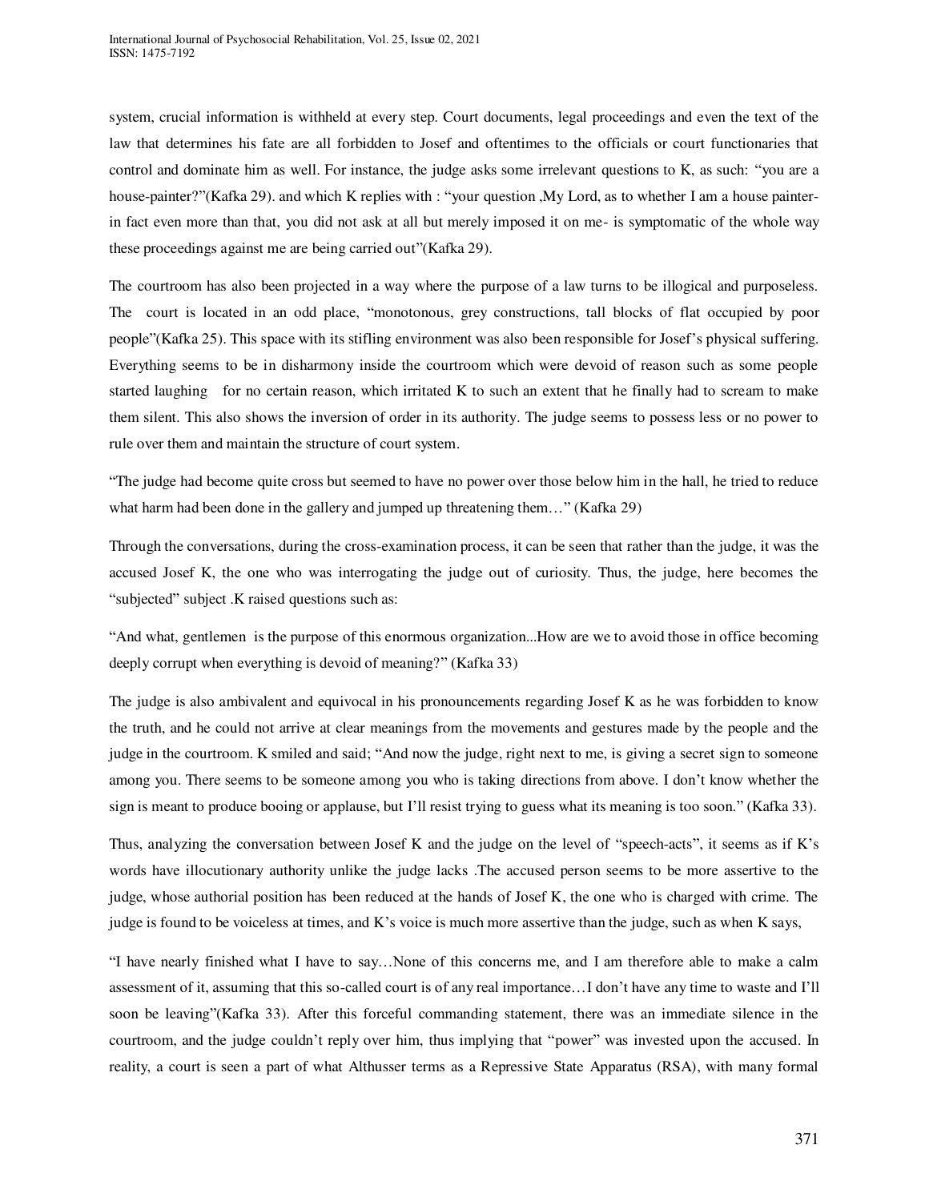system, crucial information is withheld at every step. Court documents, legal proceedings and even the text of the law that determines his fate are all forbidden to Josef and oftentimes to the officials or court functionaries that control and dominate him as well. For instance, the judge asks some irrelevant questions to K, as such: "you are a house-painter?"(Kafka 29). and which K replies with : "your question ,My Lord, as to whether I am a house painter- in fact even more than that, you did not ask at all but merely imposed it on me- is symptomatic of the whole way these proceedings against me are being carried out"(Kafka 29).

The courtroom has also been projected in a way where the purpose of a law turns to be illogical and purposeless. The court is located in an odd place, "monotonous, grey constructions, tall blocks of flat occupied by poor people"(Kafka 25). This space with its stifling environment was also been responsible for Josef's physical suffering. Everything seems to be in disharmony inside the courtroom which were devoid of reason such as some people started laughing for no certain reason, which irritated K to such an extent that he finally had to scream to make them silent. This also shows the inversion of order in its authority. The judge seems to possess less or no power to rule over them and maintain the structure of court system.

"The judge had become quite cross but seemed to have no power over those below him in the hall, he tried to reduce what harm had been done in the gallery and jumped up threatening them…" (Kafka 29)

Through the conversations, during the cross-examination process, it can be seen that rather than the judge, it was the accused Josef K, the one who was interrogating the judge out of curiosity. Thus, the judge, here becomes the "subjected" subject .K raised questions such as:

"And what, gentlemen is the purpose of this enormous organization...How are we to avoid those in office becoming deeply corrupt when everything is devoid of meaning?" (Kafka 33)

The judge is also ambivalent and equivocal in his pronouncements regarding Josef K as he was forbidden to know the truth, and he could not arrive at clear meanings from the movements and gestures made by the people and the judge in the courtroom. K smiled and said; "And now the judge, right next to me, is giving a secret sign to someone among you. There seems to be someone among you who is taking directions from above. I don't know whether the sign is meant to produce booing or applause, but I'll resist trying to guess what its meaning is too soon." (Kafka 33).

Thus, analyzing the conversation between Josef K and the judge on the level of "speech-acts", it seems as if K's words have illocutionary authority unlike the judge lacks .The accused person seems to be more assertive to the judge, whose authorial position has been reduced at the hands of Josef K, the one who is charged with crime. The judge is found to be voiceless at times, and K's voice is much more assertive than the judge, such as when K says,

"I have nearly finished what I have to say…None of this concerns me, and I am therefore able to make a calm assessment of it, assuming that this so-called court is of any real importance…I don't have any time to waste and I'll soon be leaving"(Kafka 33). After this forceful commanding statement, there was an immediate silence in the courtroom, and the judge couldn't reply over him, thus implying that "power" was invested upon the accused. In reality, a court is seen a part of what Althusser terms as a Repressive State Apparatus (RSA), with many formal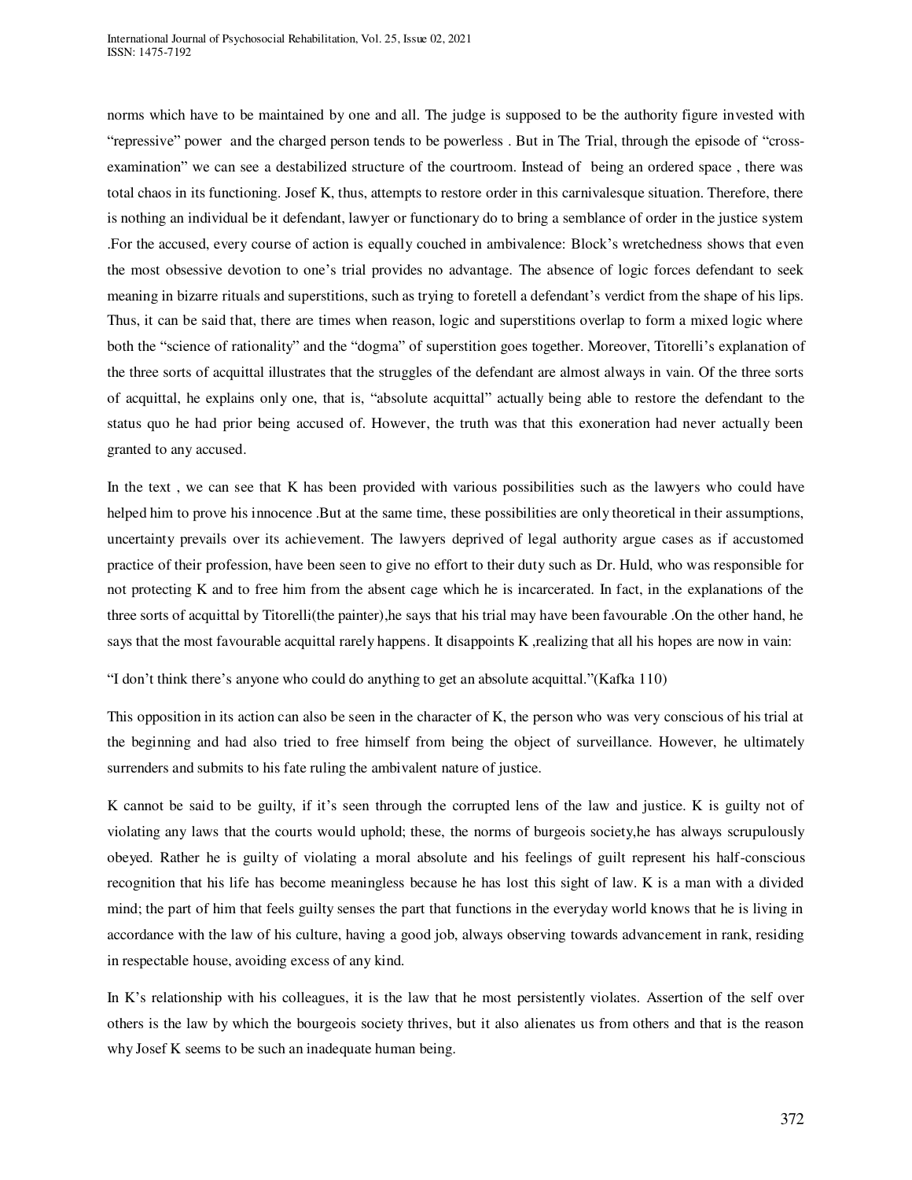norms which have to be maintained by one and all. The judge is supposed to be the authority figure invested with "repressive" power and the charged person tends to be powerless . But in The Trial, through the episode of "cross-examination" we can see a destabilized structure of the courtroom. Instead of being an ordered space , there was total chaos in its functioning. Josef K, thus, attempts to restore order in this carnivalesque situation. Therefore, there is nothing an individual be it defendant, lawyer or functionary do to bring a semblance of order in the justice system .For the accused, every course of action is equally couched in ambivalence: Block's wretchedness shows that even the most obsessive devotion to one's trial provides no advantage. The absence of logic forces defendant to seek meaning in bizarre rituals and superstitions, such as trying to foretell a defendant's verdict from the shape of his lips. Thus, it can be said that, there are times when reason, logic and superstitions overlap to form a mixed logic where both the "science of rationality" and the "dogma" of superstition goes together. Moreover, Titorelli's explanation of the three sorts of acquittal illustrates that the struggles of the defendant are almost always in vain. Of the three sorts of acquittal, he explains only one, that is, "absolute acquittal" actually being able to restore the defendant to the status quo he had prior being accused of. However, the truth was that this exoneration had never actually been granted to any accused.

In the text , we can see that K has been provided with various possibilities such as the lawyers who could have helped him to prove his innocence .But at the same time, these possibilities are only theoretical in their assumptions, uncertainty prevails over its achievement. The lawyers deprived of legal authority argue cases as if accustomed practice of their profession, have been seen to give no effort to their duty such as Dr. Huld, who was responsible for not protecting K and to free him from the absent cage which he is incarcerated. In fact, in the explanations of the three sorts of acquittal by Titorelli(the painter),he says that his trial may have been favourable .On the other hand, he says that the most favourable acquittal rarely happens. It disappoints K ,realizing that all his hopes are now in vain:

"I don't think there's anyone who could do anything to get an absolute acquittal."(Kafka 110)

This opposition in its action can also be seen in the character of K, the person who was very conscious of his trial at the beginning and had also tried to free himself from being the object of surveillance. However, he ultimately surrenders and submits to his fate ruling the ambivalent nature of justice.

K cannot be said to be guilty, if it's seen through the corrupted lens of the law and justice. K is guilty not of violating any laws that the courts would uphold; these, the norms of burgeois society,he has always scrupulously obeyed. Rather he is guilty of violating a moral absolute and his feelings of guilt represent his half-conscious recognition that his life has become meaningless because he has lost this sight of law. K is a man with a divided mind; the part of him that feels guilty senses the part that functions in the everyday world knows that he is living in accordance with the law of his culture, having a good job, always observing towards advancement in rank, residing in respectable house, avoiding excess of any kind.

In K's relationship with his colleagues, it is the law that he most persistently violates. Assertion of the self over others is the law by which the bourgeois society thrives, but it also alienates us from others and that is the reason why Josef K seems to be such an inadequate human being.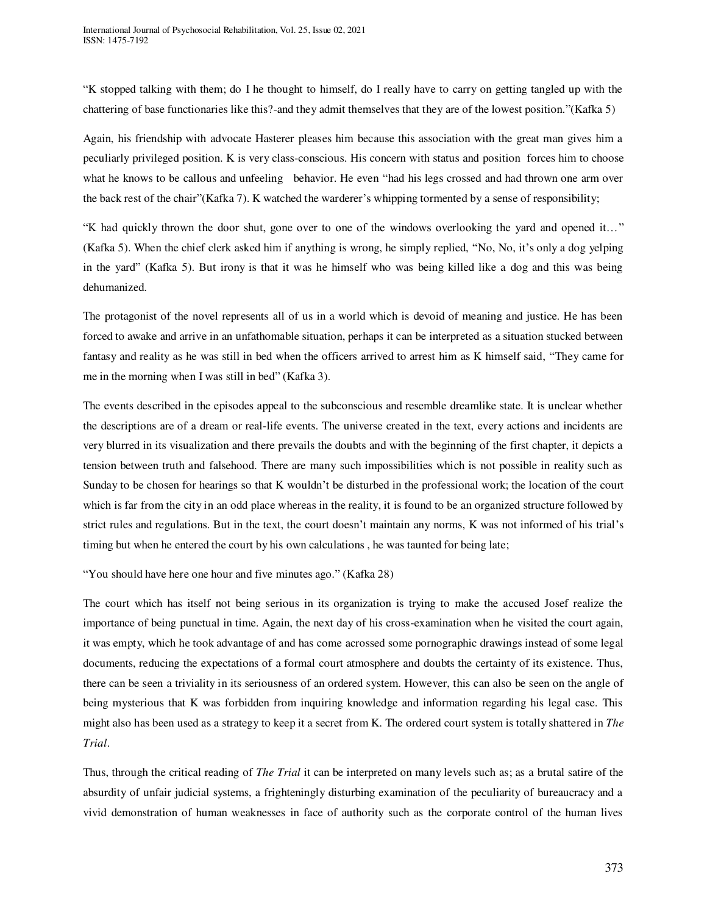"K stopped talking with them; do I he thought to himself, do I really have to carry on getting tangled up with the chattering of base functionaries like this?-and they admit themselves that they are of the lowest position."(Kafka 5)

Again, his friendship with advocate Hasterer pleases him because this association with the great man gives him a peculiarly privileged position. K is very class-conscious. His concern with status and position forces him to choose what he knows to be callous and unfeeling behavior. He even "had his legs crossed and had thrown one arm over the back rest of the chair"(Kafka 7). K watched the warderer's whipping tormented by a sense of responsibility;

"K had quickly thrown the door shut, gone over to one of the windows overlooking the yard and opened it…" (Kafka 5). When the chief clerk asked him if anything is wrong, he simply replied, "No, No, it's only a dog yelping in the yard" (Kafka 5). But irony is that it was he himself who was being killed like a dog and this was being dehumanized.

The protagonist of the novel represents all of us in a world which is devoid of meaning and justice. He has been forced to awake and arrive in an unfathomable situation, perhaps it can be interpreted as a situation stucked between fantasy and reality as he was still in bed when the officers arrived to arrest him as K himself said, "They came for me in the morning when I was still in bed" (Kafka 3).

The events described in the episodes appeal to the subconscious and resemble dreamlike state. It is unclear whether the descriptions are of a dream or real-life events. The universe created in the text, every actions and incidents are very blurred in its visualization and there prevails the doubts and with the beginning of the first chapter, it depicts a tension between truth and falsehood. There are many such impossibilities which is not possible in reality such as Sunday to be chosen for hearings so that K wouldn't be disturbed in the professional work; the location of the court which is far from the city in an odd place whereas in the reality, it is found to be an organized structure followed by strict rules and regulations. But in the text, the court doesn't maintain any norms, K was not informed of his trial's timing but when he entered the court by his own calculations , he was taunted for being late;

"You should have here one hour and five minutes ago." (Kafka 28)

The court which has itself not being serious in its organization is trying to make the accused Josef realize the importance of being punctual in time. Again, the next day of his cross-examination when he visited the court again, it was empty, which he took advantage of and has come acrossed some pornographic drawings instead of some legal documents, reducing the expectations of a formal court atmosphere and doubts the certainty of its existence. Thus, there can be seen a triviality in its seriousness of an ordered system. However, this can also be seen on the angle of being mysterious that K was forbidden from inquiring knowledge and information regarding his legal case. This might also has been used as a strategy to keep it a secret from K. The ordered court system is totally shattered in *The Trial*.

Thus, through the critical reading of *The Trial* it can be interpreted on many levels such as; as a brutal satire of the absurdity of unfair judicial systems, a frighteningly disturbing examination of the peculiarity of bureaucracy and a vivid demonstration of human weaknesses in face of authority such as the corporate control of the human lives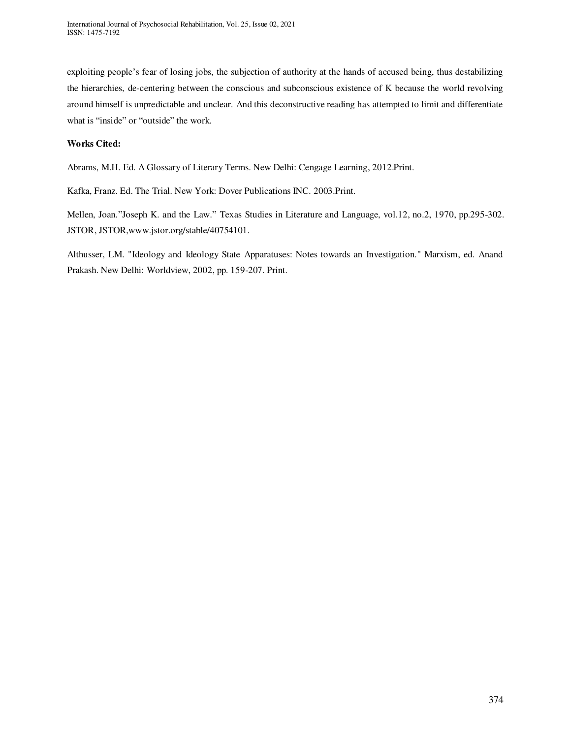exploiting people's fear of losing jobs, the subjection of authority at the hands of accused being, thus destabilizing the hierarchies, de-centering between the conscious and subconscious existence of K because the world revolving around himself is unpredictable and unclear. And this deconstructive reading has attempted to limit and differentiate what is "inside" or "outside" the work.

**Works Cited:**

Abrams, M.H. Ed. A Glossary of Literary Terms. New Delhi: Cengage Learning, 2012.Print.

Kafka, Franz. Ed. The Trial. New York: Dover Publications INC. 2003.Print.

Mellen, Joan."Joseph K. and the Law." Texas Studies in Literature and Language, vol.12, no.2, 1970, pp.295-302. JSTOR, JSTOR,www.jstor.org/stable/40754101.

Althusser, LM. "Ideology and Ideology State Apparatuses: Notes towards an Investigation." Marxism, ed. Anand Prakash. New Delhi: Worldview, 2002, pp. 159-207. Print.